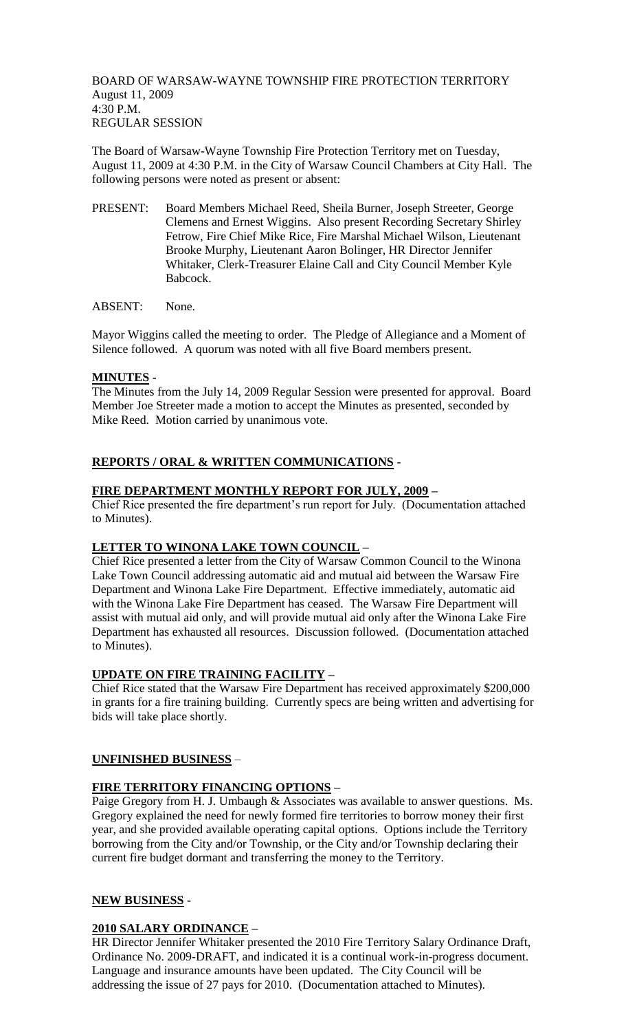BOARD OF WARSAW-WAYNE TOWNSHIP FIRE PROTECTION TERRITORY
August 11, 2009
4:30 P.M.
REGULAR SESSION

The Board of Warsaw-Wayne Township Fire Protection Territory met on Tuesday, August 11, 2009 at 4:30 P.M. in the City of Warsaw Council Chambers at City Hall. The following persons were noted as present or absent:

PRESENT: Board Members Michael Reed, Sheila Burner, Joseph Streeter, George Clemens and Ernest Wiggins. Also present Recording Secretary Shirley Fetrow, Fire Chief Mike Rice, Fire Marshal Michael Wilson, Lieutenant Brooke Murphy, Lieutenant Aaron Bolinger, HR Director Jennifer Whitaker, Clerk-Treasurer Elaine Call and City Council Member Kyle Babcock.

ABSENT: None.

Mayor Wiggins called the meeting to order. The Pledge of Allegiance and a Moment of Silence followed. A quorum was noted with all five Board members present.

**MINUTES -**

The Minutes from the July 14, 2009 Regular Session were presented for approval. Board Member Joe Streeter made a motion to accept the Minutes as presented, seconded by Mike Reed. Motion carried by unanimous vote.

**REPORTS / ORAL & WRITTEN COMMUNICATIONS -**

**FIRE DEPARTMENT MONTHLY REPORT FOR JULY, 2009 –**

Chief Rice presented the fire department's run report for July. (Documentation attached to Minutes).

**LETTER TO WINONA LAKE TOWN COUNCIL –**

Chief Rice presented a letter from the City of Warsaw Common Council to the Winona Lake Town Council addressing automatic aid and mutual aid between the Warsaw Fire Department and Winona Lake Fire Department. Effective immediately, automatic aid with the Winona Lake Fire Department has ceased. The Warsaw Fire Department will assist with mutual aid only, and will provide mutual aid only after the Winona Lake Fire Department has exhausted all resources. Discussion followed. (Documentation attached to Minutes).

**UPDATE ON FIRE TRAINING FACILITY –**

Chief Rice stated that the Warsaw Fire Department has received approximately $200,000 in grants for a fire training building. Currently specs are being written and advertising for bids will take place shortly.

**UNFINISHED BUSINESS –**

**FIRE TERRITORY FINANCING OPTIONS –**

Paige Gregory from H. J. Umbaugh & Associates was available to answer questions. Ms. Gregory explained the need for newly formed fire territories to borrow money their first year, and she provided available operating capital options. Options include the Territory borrowing from the City and/or Township, or the City and/or Township declaring their current fire budget dormant and transferring the money to the Territory.

**NEW BUSINESS -**

**2010 SALARY ORDINANCE –**

HR Director Jennifer Whitaker presented the 2010 Fire Territory Salary Ordinance Draft, Ordinance No. 2009-DRAFT, and indicated it is a continual work-in-progress document. Language and insurance amounts have been updated. The City Council will be addressing the issue of 27 pays for 2010. (Documentation attached to Minutes).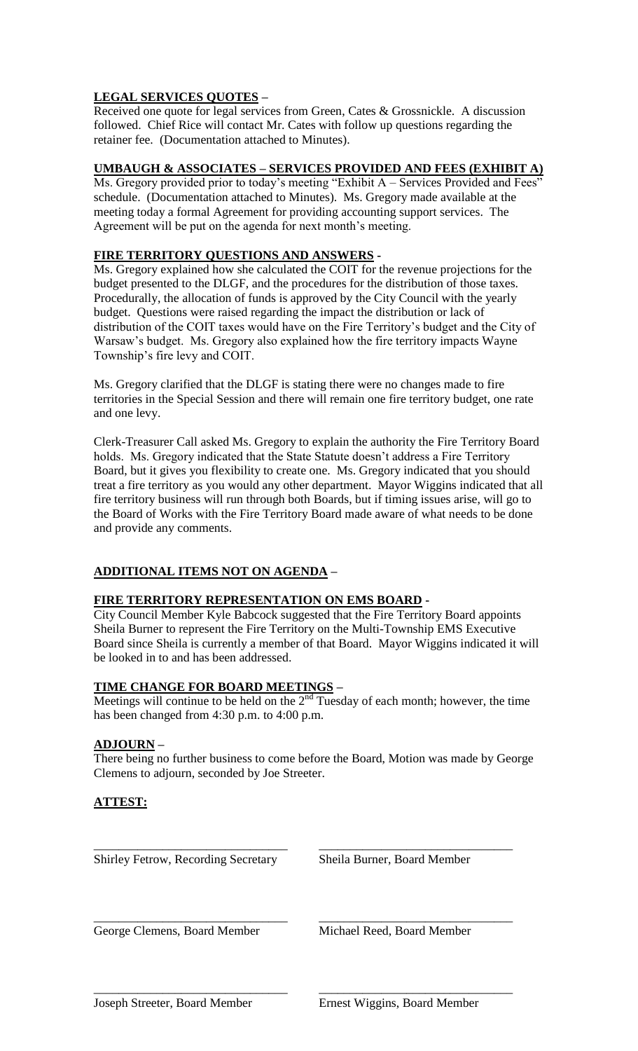**LEGAL SERVICES QUOTES –**

Received one quote for legal services from Green, Cates & Grossnickle. A discussion followed. Chief Rice will contact Mr. Cates with follow up questions regarding the retainer fee. (Documentation attached to Minutes).

**UMBAUGH & ASSOCIATES – SERVICES PROVIDED AND FEES (EXHIBIT A)**

Ms. Gregory provided prior to today's meeting "Exhibit A – Services Provided and Fees" schedule. (Documentation attached to Minutes). Ms. Gregory made available at the meeting today a formal Agreement for providing accounting support services. The Agreement will be put on the agenda for next month's meeting.

**FIRE TERRITORY QUESTIONS AND ANSWERS -**

Ms. Gregory explained how she calculated the COIT for the revenue projections for the budget presented to the DLGF, and the procedures for the distribution of those taxes. Procedurally, the allocation of funds is approved by the City Council with the yearly budget. Questions were raised regarding the impact the distribution or lack of distribution of the COIT taxes would have on the Fire Territory's budget and the City of Warsaw's budget. Ms. Gregory also explained how the fire territory impacts Wayne Township's fire levy and COIT.

Ms. Gregory clarified that the DLGF is stating there were no changes made to fire territories in the Special Session and there will remain one fire territory budget, one rate and one levy.

Clerk-Treasurer Call asked Ms. Gregory to explain the authority the Fire Territory Board holds. Ms. Gregory indicated that the State Statute doesn't address a Fire Territory Board, but it gives you flexibility to create one. Ms. Gregory indicated that you should treat a fire territory as you would any other department. Mayor Wiggins indicated that all fire territory business will run through both Boards, but if timing issues arise, will go to the Board of Works with the Fire Territory Board made aware of what needs to be done and provide any comments.

**ADDITIONAL ITEMS NOT ON AGENDA –**

**FIRE TERRITORY REPRESENTATION ON EMS BOARD -**

City Council Member Kyle Babcock suggested that the Fire Territory Board appoints Sheila Burner to represent the Fire Territory on the Multi-Township EMS Executive Board since Sheila is currently a member of that Board. Mayor Wiggins indicated it will be looked in to and has been addressed.

**TIME CHANGE FOR BOARD MEETINGS –**

Meetings will continue to be held on the 2nd Tuesday of each month; however, the time has been changed from 4:30 p.m. to 4:00 p.m.

**ADJOURN –**

There being no further business to come before the Board, Motion was made by George Clemens to adjourn, seconded by Joe Streeter.

**ATTEST:**

| | |
|---|---|
| _______________________________ | _______________________________ |
| Shirley Fetrow, Recording Secretary | Sheila Burner, Board Member |
| _______________________________ | _______________________________ |
| George Clemens, Board Member | Michael Reed, Board Member |
| _______________________________ | _______________________________ |
| Joseph Streeter, Board Member | Ernest Wiggins, Board Member |